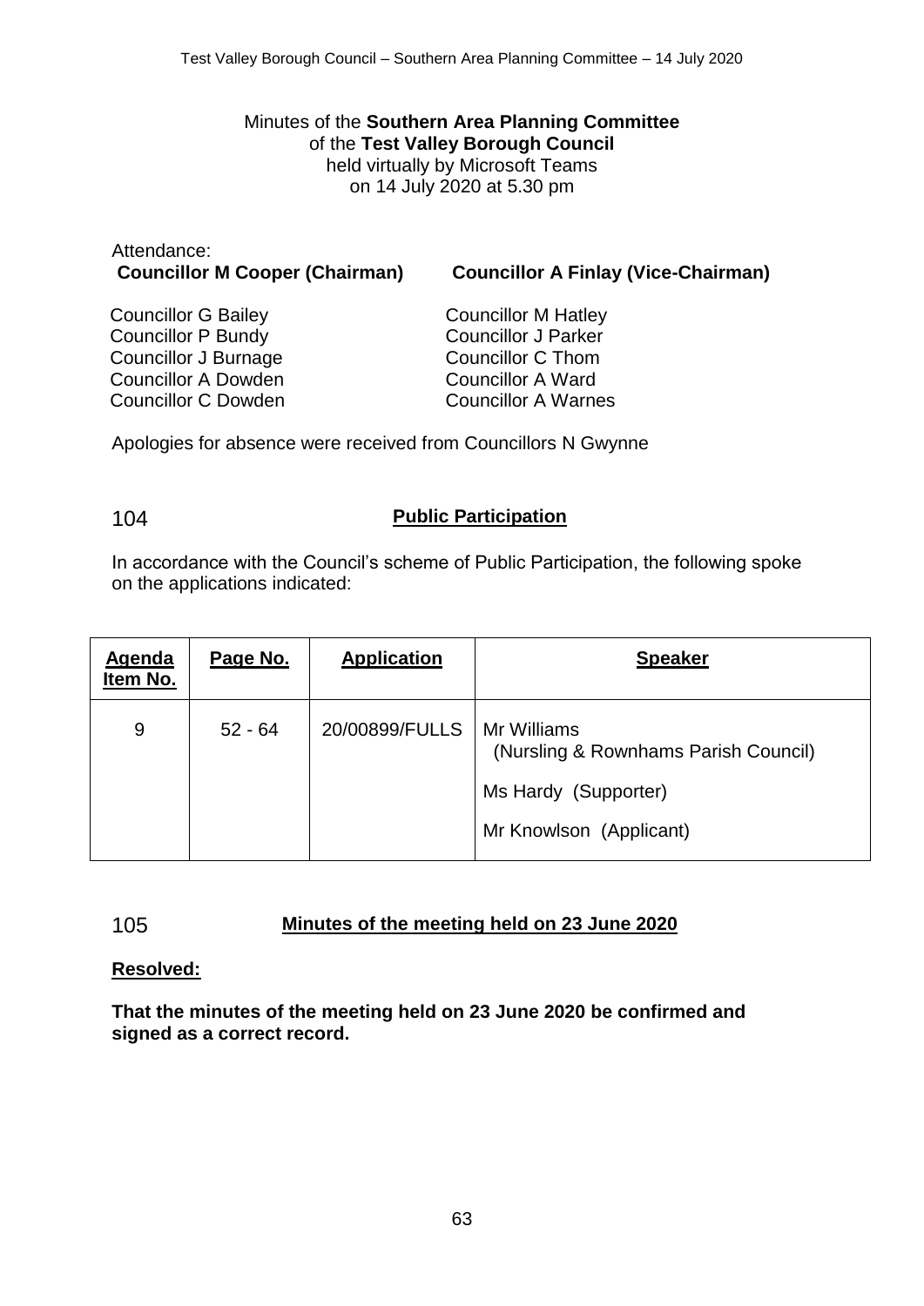Minutes of the **Southern Area Planning Committee**
of the **Test Valley Borough Council**
held virtually by Microsoft Teams
on 14 July 2020 at 5.30 pm

Attendance:

**Councillor M Cooper (Chairman)**

**Councillor A Finlay (Vice-Chairman)**

Councillor G Bailey
Councillor P Bundy
Councillor J Burnage
Councillor A Dowden
Councillor C Dowden
Councillor M Hatley
Councillor J Parker
Councillor C Thom
Councillor A Ward
Councillor A Warnes

Apologies for absence were received from Councillors N Gwynne

## 104 Public Participation

In accordance with the Council's scheme of Public Participation, the following spoke on the applications indicated:

| Agenda Item No. | Page No. | Application | Speaker |
|---|---|---|---|
| 9 | 52 - 64 | 20/00899/FULLS | Mr Williams (Nursling & Rownhams Parish Council)<br><br>Ms Hardy (Supporter)<br><br>Mr Knowlson (Applicant) |

## 105 Minutes of the meeting held on 23 June 2020

**Resolved:**

**That the minutes of the meeting held on 23 June 2020 be confirmed and signed as a correct record.**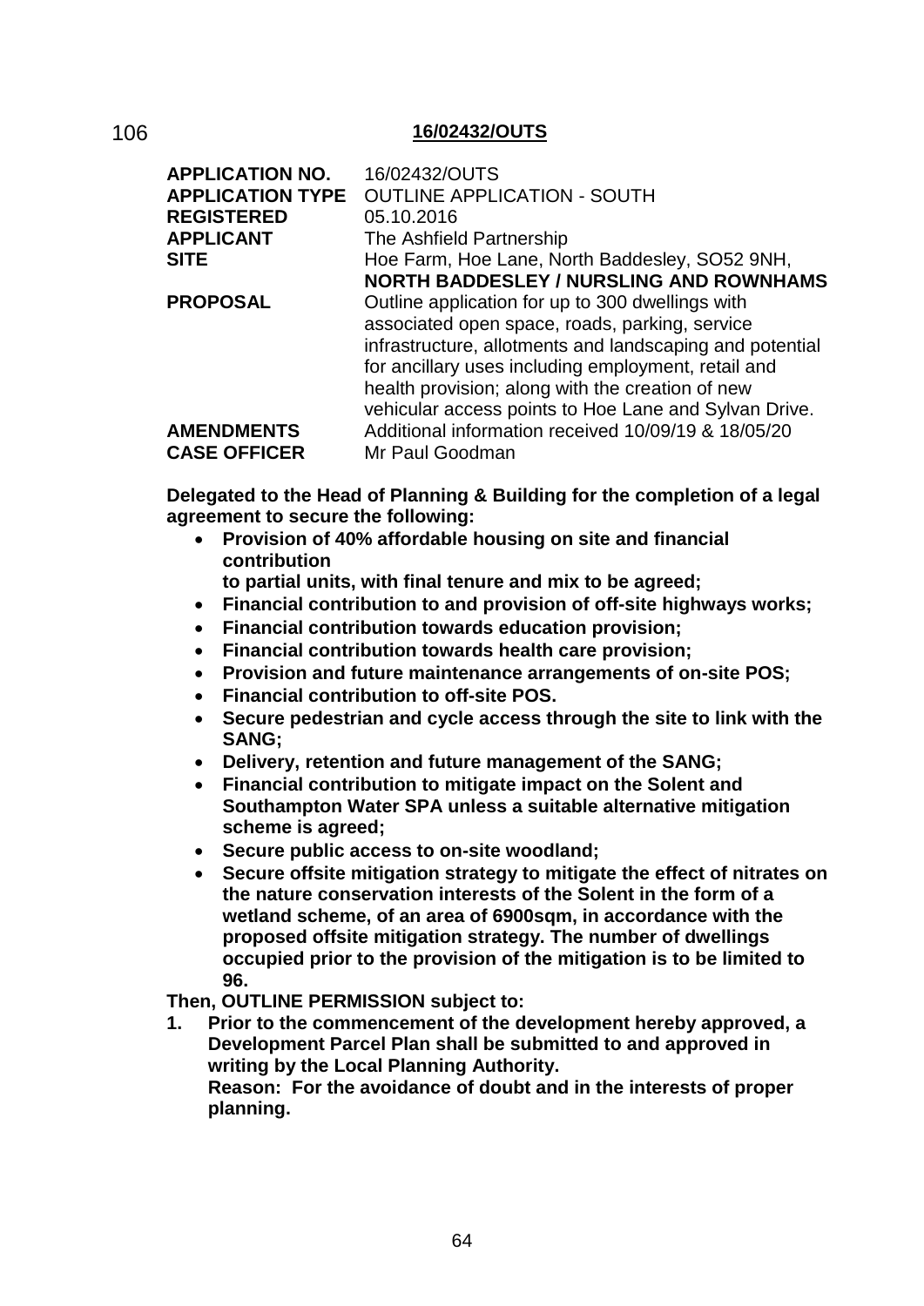## 106 16/02432/OUTS

| | |
|---|---|
| **APPLICATION NO.** | 16/02432/OUTS |
| **APPLICATION TYPE** | OUTLINE APPLICATION - SOUTH |
| **REGISTERED** | 05.10.2016 |
| **APPLICANT** | The Ashfield Partnership |
| **SITE** | Hoe Farm, Hoe Lane, North Baddesley, SO52 9NH, **NORTH BADDESLEY / NURSLING AND ROWNHAMS** |
| **PROPOSAL** | Outline application for up to 300 dwellings with associated open space, roads, parking, service infrastructure, allotments and landscaping and potential for ancillary uses including employment, retail and health provision; along with the creation of new vehicular access points to Hoe Lane and Sylvan Drive. |
| **AMENDMENTS** | Additional information received 10/09/19 & 18/05/20 |
| **CASE OFFICER** | Mr Paul Goodman |

**Delegated to the Head of Planning & Building for the completion of a legal agreement to secure the following:**

- **Provision of 40% affordable housing on site and financial contribution to partial units, with final tenure and mix to be agreed;**
- **Financial contribution to and provision of off-site highways works;**
- **Financial contribution towards education provision;**
- **Financial contribution towards health care provision;**
- **Provision and future maintenance arrangements of on-site POS;**
- **Financial contribution to off-site POS.**
- **Secure pedestrian and cycle access through the site to link with the SANG;**
- **Delivery, retention and future management of the SANG;**
- **Financial contribution to mitigate impact on the Solent and Southampton Water SPA unless a suitable alternative mitigation scheme is agreed;**
- **Secure public access to on-site woodland;**
- **Secure offsite mitigation strategy to mitigate the effect of nitrates on the nature conservation interests of the Solent in the form of a wetland scheme, of an area of 6900sqm, in accordance with the proposed offsite mitigation strategy. The number of dwellings occupied prior to the provision of the mitigation is to be limited to 96.**

**Then, OUTLINE PERMISSION subject to:**

1. **Prior to the commencement of the development hereby approved, a Development Parcel Plan shall be submitted to and approved in writing by the Local Planning Authority.**
   **Reason: For the avoidance of doubt and in the interests of proper planning.**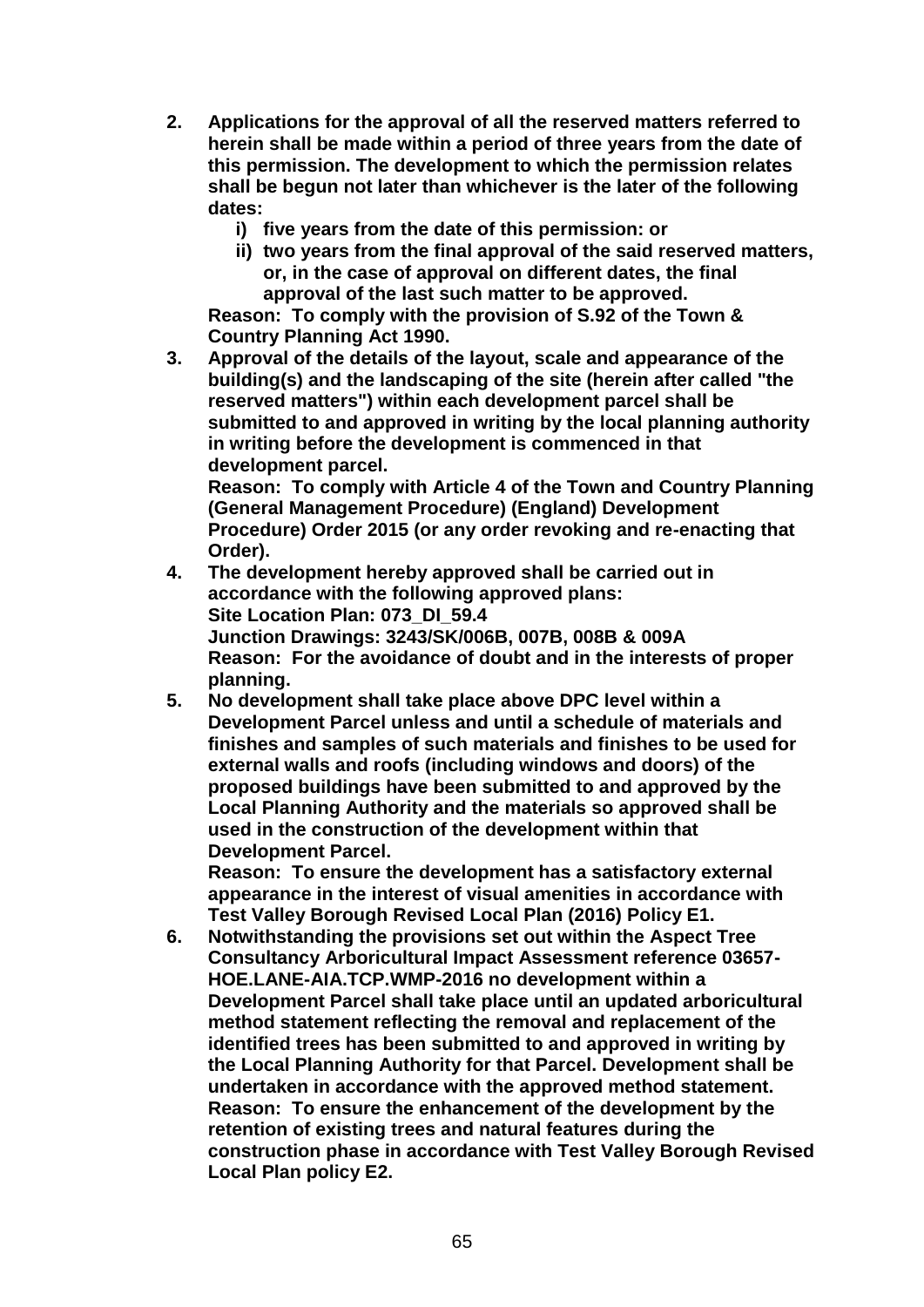2. **Applications for the approval of all the reserved matters referred to herein shall be made within a period of three years from the date of this permission. The development to which the permission relates shall be begun not later than whichever is the later of the following dates:**
    i) **five years from the date of this permission: or**
    ii) **two years from the final approval of the said reserved matters, or, in the case of approval on different dates, the final approval of the last such matter to be approved.**

    **Reason: To comply with the provision of S.92 of the Town & Country Planning Act 1990.**

3. **Approval of the details of the layout, scale and appearance of the building(s) and the landscaping of the site (herein after called "the reserved matters") within each development parcel shall be submitted to and approved in writing by the local planning authority in writing before the development is commenced in that development parcel.**

    **Reason: To comply with Article 4 of the Town and Country Planning (General Management Procedure) (England) Development Procedure) Order 2015 (or any order revoking and re-enacting that Order).**

4. **The development hereby approved shall be carried out in accordance with the following approved plans:**
    **Site Location Plan: 073_DI_59.4**
    **Junction Drawings: 3243/SK/006B, 007B, 008B & 009A**

    **Reason: For the avoidance of doubt and in the interests of proper planning.**

5. **No development shall take place above DPC level within a Development Parcel unless and until a schedule of materials and finishes and samples of such materials and finishes to be used for external walls and roofs (including windows and doors) of the proposed buildings have been submitted to and approved by the Local Planning Authority and the materials so approved shall be used in the construction of the development within that Development Parcel.**

    **Reason: To ensure the development has a satisfactory external appearance in the interest of visual amenities in accordance with Test Valley Borough Revised Local Plan (2016) Policy E1.**

6. **Notwithstanding the provisions set out within the Aspect Tree Consultancy Arboricultural Impact Assessment reference 03657-HOE.LANE-AIA.TCP.WMP-2016 no development within a Development Parcel shall take place until an updated arboricultural method statement reflecting the removal and replacement of the identified trees has been submitted to and approved in writing by the Local Planning Authority for that Parcel. Development shall be undertaken in accordance with the approved method statement.**

    **Reason: To ensure the enhancement of the development by the retention of existing trees and natural features during the construction phase in accordance with Test Valley Borough Revised Local Plan policy E2.**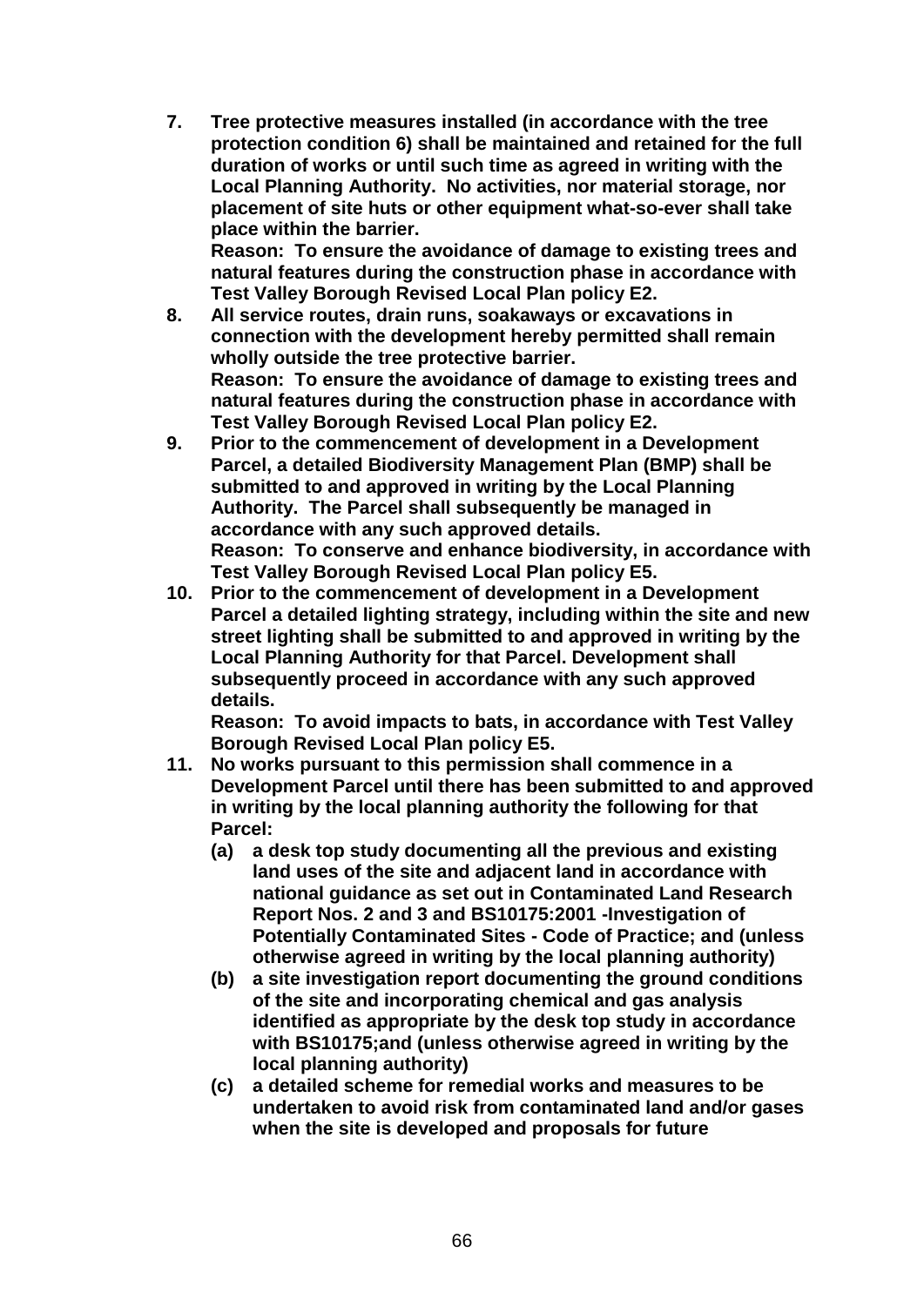**7. Tree protective measures installed (in accordance with the tree protection condition 6) shall be maintained and retained for the full duration of works or until such time as agreed in writing with the Local Planning Authority. No activities, nor material storage, nor placement of site huts or other equipment what-so-ever shall take place within the barrier.**
**Reason: To ensure the avoidance of damage to existing trees and natural features during the construction phase in accordance with Test Valley Borough Revised Local Plan policy E2.**

**8. All service routes, drain runs, soakaways or excavations in connection with the development hereby permitted shall remain wholly outside the tree protective barrier.**
**Reason: To ensure the avoidance of damage to existing trees and natural features during the construction phase in accordance with Test Valley Borough Revised Local Plan policy E2.**

**9. Prior to the commencement of development in a Development Parcel, a detailed Biodiversity Management Plan (BMP) shall be submitted to and approved in writing by the Local Planning Authority. The Parcel shall subsequently be managed in accordance with any such approved details.**
**Reason: To conserve and enhance biodiversity, in accordance with Test Valley Borough Revised Local Plan policy E5.**

**10. Prior to the commencement of development in a Development Parcel a detailed lighting strategy, including within the site and new street lighting shall be submitted to and approved in writing by the Local Planning Authority for that Parcel. Development shall subsequently proceed in accordance with any such approved details.**
**Reason: To avoid impacts to bats, in accordance with Test Valley Borough Revised Local Plan policy E5.**

**11. No works pursuant to this permission shall commence in a Development Parcel until there has been submitted to and approved in writing by the local planning authority the following for that Parcel:**
- **(a) a desk top study documenting all the previous and existing land uses of the site and adjacent land in accordance with national guidance as set out in Contaminated Land Research Report Nos. 2 and 3 and BS10175:2001 -Investigation of Potentially Contaminated Sites - Code of Practice; and (unless otherwise agreed in writing by the local planning authority)**
- **(b) a site investigation report documenting the ground conditions of the site and incorporating chemical and gas analysis identified as appropriate by the desk top study in accordance with BS10175;and (unless otherwise agreed in writing by the local planning authority)**
- **(c) a detailed scheme for remedial works and measures to be undertaken to avoid risk from contaminated land and/or gases when the site is developed and proposals for future**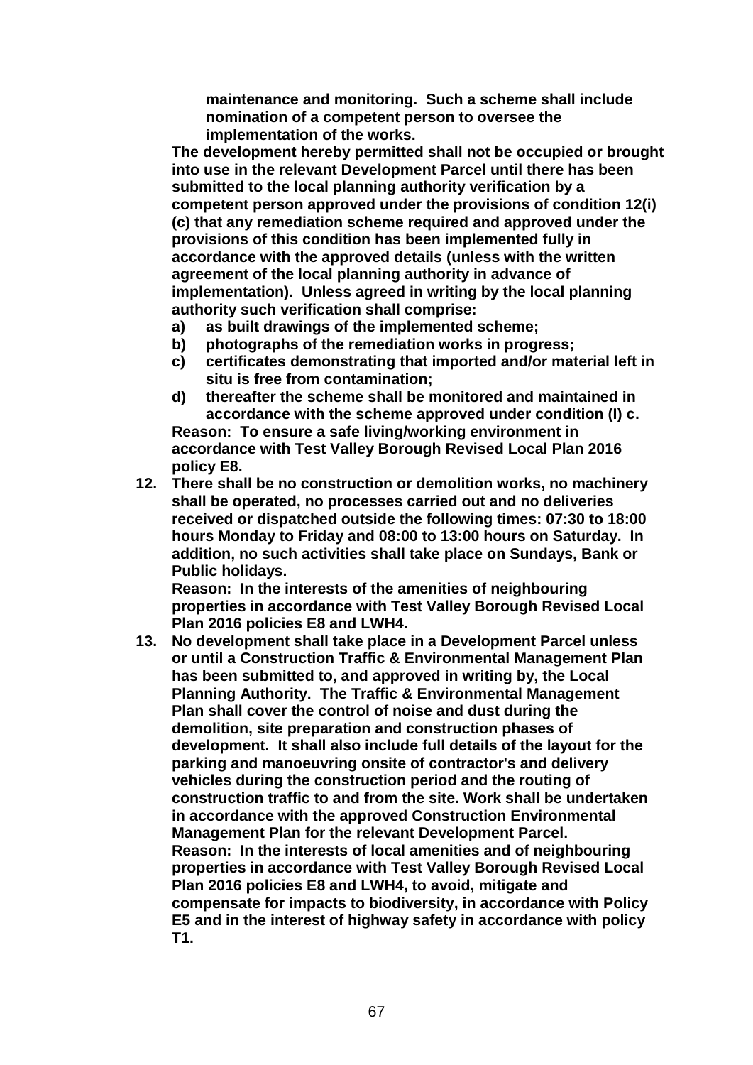**maintenance and monitoring. Such a scheme shall include nomination of a competent person to oversee the implementation of the works.**

**The development hereby permitted shall not be occupied or brought into use in the relevant Development Parcel until there has been submitted to the local planning authority verification by a competent person approved under the provisions of condition 12(i) (c) that any remediation scheme required and approved under the provisions of this condition has been implemented fully in accordance with the approved details (unless with the written agreement of the local planning authority in advance of implementation). Unless agreed in writing by the local planning authority such verification shall comprise:**

- **a) as built drawings of the implemented scheme;**
- **b) photographs of the remediation works in progress;**
- **c) certificates demonstrating that imported and/or material left in situ is free from contamination;**
- **d) thereafter the scheme shall be monitored and maintained in accordance with the scheme approved under condition (I) c.**

**Reason: To ensure a safe living/working environment in accordance with Test Valley Borough Revised Local Plan 2016 policy E8.**

**12. There shall be no construction or demolition works, no machinery shall be operated, no processes carried out and no deliveries received or dispatched outside the following times: 07:30 to 18:00 hours Monday to Friday and 08:00 to 13:00 hours on Saturday. In addition, no such activities shall take place on Sundays, Bank or Public holidays.**

**Reason: In the interests of the amenities of neighbouring properties in accordance with Test Valley Borough Revised Local Plan 2016 policies E8 and LWH4.**

**13. No development shall take place in a Development Parcel unless or until a Construction Traffic & Environmental Management Plan has been submitted to, and approved in writing by, the Local Planning Authority. The Traffic & Environmental Management Plan shall cover the control of noise and dust during the demolition, site preparation and construction phases of development. It shall also include full details of the layout for the parking and manoeuvring onsite of contractor's and delivery vehicles during the construction period and the routing of construction traffic to and from the site. Work shall be undertaken in accordance with the approved Construction Environmental Management Plan for the relevant Development Parcel.**

**Reason: In the interests of local amenities and of neighbouring properties in accordance with Test Valley Borough Revised Local Plan 2016 policies E8 and LWH4, to avoid, mitigate and compensate for impacts to biodiversity, in accordance with Policy E5 and in the interest of highway safety in accordance with policy T1.**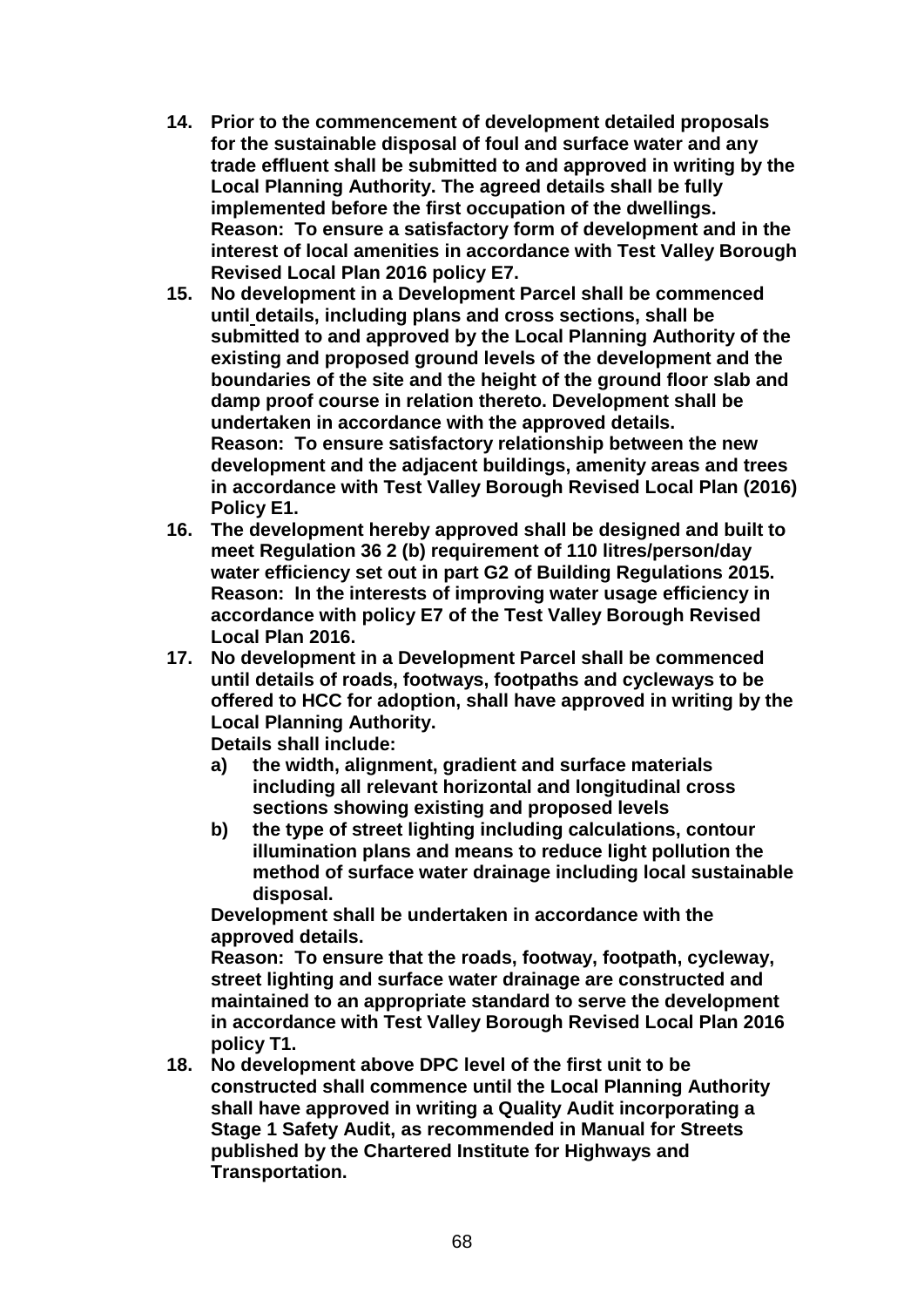14. **Prior to the commencement of development detailed proposals for the sustainable disposal of foul and surface water and any trade effluent shall be submitted to and approved in writing by the Local Planning Authority. The agreed details shall be fully implemented before the first occupation of the dwellings.**
    **Reason: To ensure a satisfactory form of development and in the interest of local amenities in accordance with Test Valley Borough Revised Local Plan 2016 policy E7.**
15. **No development in a Development Parcel shall be commenced until details, including plans and cross sections, shall be submitted to and approved by the Local Planning Authority of the existing and proposed ground levels of the development and the boundaries of the site and the height of the ground floor slab and damp proof course in relation thereto. Development shall be undertaken in accordance with the approved details.**
    **Reason: To ensure satisfactory relationship between the new development and the adjacent buildings, amenity areas and trees in accordance with Test Valley Borough Revised Local Plan (2016) Policy E1.**
16. **The development hereby approved shall be designed and built to meet Regulation 36 2 (b) requirement of 110 litres/person/day water efficiency set out in part G2 of Building Regulations 2015.**
    **Reason: In the interests of improving water usage efficiency in accordance with policy E7 of the Test Valley Borough Revised Local Plan 2016.**
17. **No development in a Development Parcel shall be commenced until details of roads, footways, footpaths and cycleways to be offered to HCC for adoption, shall have approved in writing by the Local Planning Authority.**
    **Details shall include:**
    a) **the width, alignment, gradient and surface materials including all relevant horizontal and longitudinal cross sections showing existing and proposed levels**
    b) **the type of street lighting including calculations, contour illumination plans and means to reduce light pollution the method of surface water drainage including local sustainable disposal.**

    **Development shall be undertaken in accordance with the approved details.**
    **Reason: To ensure that the roads, footway, footpath, cycleway, street lighting and surface water drainage are constructed and maintained to an appropriate standard to serve the development in accordance with Test Valley Borough Revised Local Plan 2016 policy T1.**
18. **No development above DPC level of the first unit to be constructed shall commence until the Local Planning Authority shall have approved in writing a Quality Audit incorporating a Stage 1 Safety Audit, as recommended in Manual for Streets published by the Chartered Institute for Highways and Transportation.**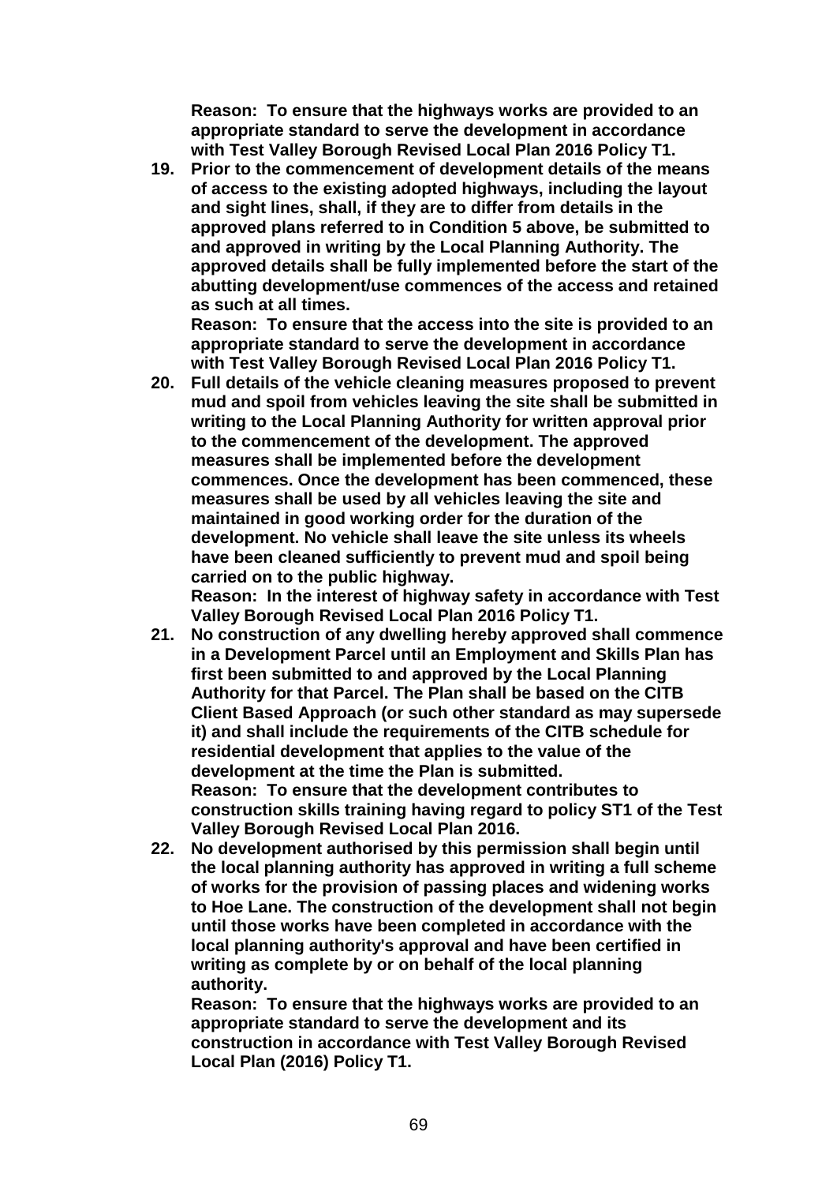**Reason: To ensure that the highways works are provided to an appropriate standard to serve the development in accordance with Test Valley Borough Revised Local Plan 2016 Policy T1.**

19. **Prior to the commencement of development details of the means of access to the existing adopted highways, including the layout and sight lines, shall, if they are to differ from details in the approved plans referred to in Condition 5 above, be submitted to and approved in writing by the Local Planning Authority. The approved details shall be fully implemented before the start of the abutting development/use commences of the access and retained as such at all times.**
    **Reason: To ensure that the access into the site is provided to an appropriate standard to serve the development in accordance with Test Valley Borough Revised Local Plan 2016 Policy T1.**
20. **Full details of the vehicle cleaning measures proposed to prevent mud and spoil from vehicles leaving the site shall be submitted in writing to the Local Planning Authority for written approval prior to the commencement of the development. The approved measures shall be implemented before the development commences. Once the development has been commenced, these measures shall be used by all vehicles leaving the site and maintained in good working order for the duration of the development. No vehicle shall leave the site unless its wheels have been cleaned sufficiently to prevent mud and spoil being carried on to the public highway.**
    **Reason: In the interest of highway safety in accordance with Test Valley Borough Revised Local Plan 2016 Policy T1.**
21. **No construction of any dwelling hereby approved shall commence in a Development Parcel until an Employment and Skills Plan has first been submitted to and approved by the Local Planning Authority for that Parcel. The Plan shall be based on the CITB Client Based Approach (or such other standard as may supersede it) and shall include the requirements of the CITB schedule for residential development that applies to the value of the development at the time the Plan is submitted.**
    **Reason: To ensure that the development contributes to construction skills training having regard to policy ST1 of the Test Valley Borough Revised Local Plan 2016.**
22. **No development authorised by this permission shall begin until the local planning authority has approved in writing a full scheme of works for the provision of passing places and widening works to Hoe Lane. The construction of the development shall not begin until those works have been completed in accordance with the local planning authority's approval and have been certified in writing as complete by or on behalf of the local planning authority.**
    **Reason: To ensure that the highways works are provided to an appropriate standard to serve the development and its construction in accordance with Test Valley Borough Revised Local Plan (2016) Policy T1.**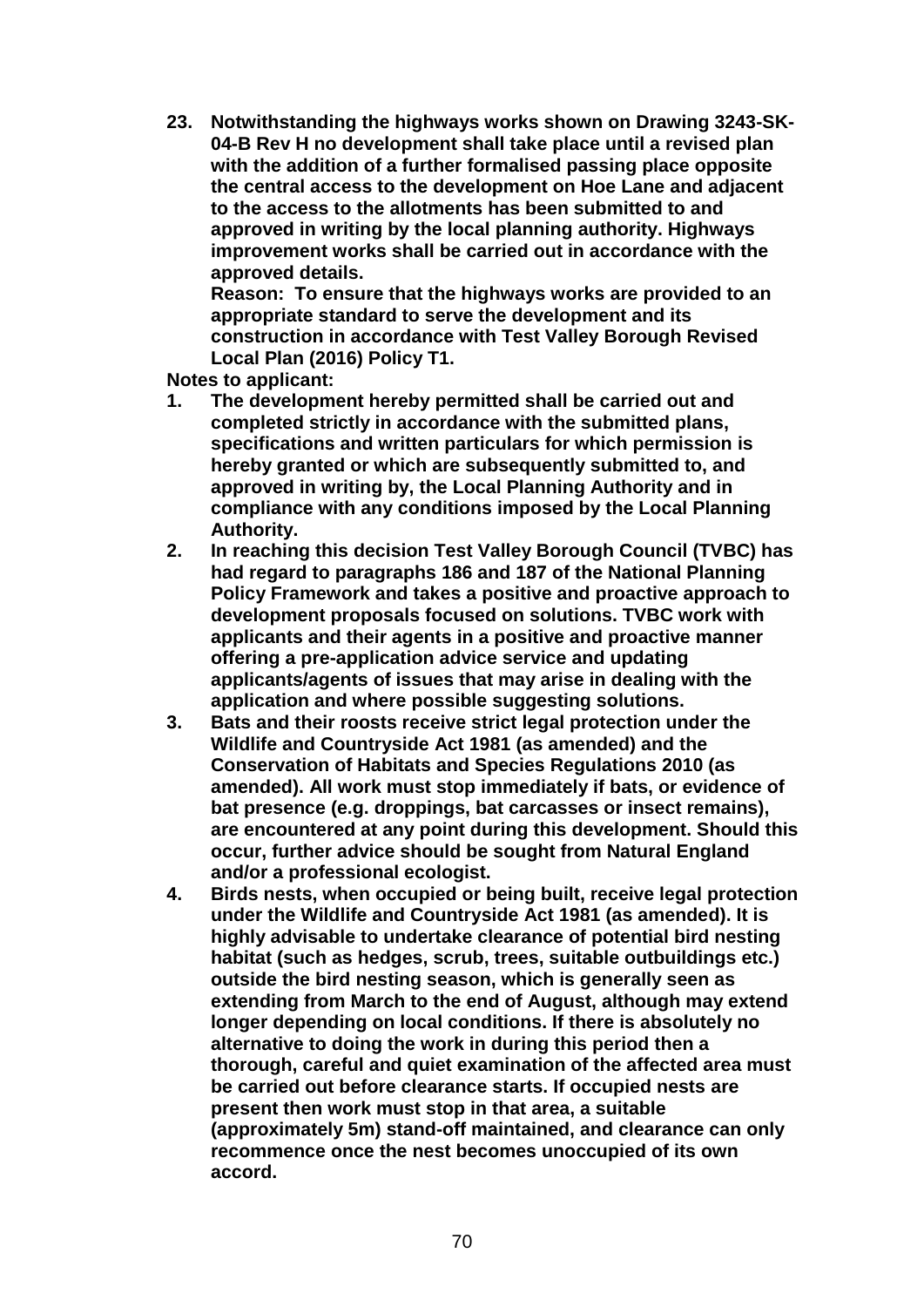**23. Notwithstanding the highways works shown on Drawing 3243-SK-04-B Rev H no development shall take place until a revised plan with the addition of a further formalised passing place opposite the central access to the development on Hoe Lane and adjacent to the access to the allotments has been submitted to and approved in writing by the local planning authority. Highways improvement works shall be carried out in accordance with the approved details.**
**Reason: To ensure that the highways works are provided to an appropriate standard to serve the development and its construction in accordance with Test Valley Borough Revised Local Plan (2016) Policy T1.**

**Notes to applicant:**

1. **The development hereby permitted shall be carried out and completed strictly in accordance with the submitted plans, specifications and written particulars for which permission is hereby granted or which are subsequently submitted to, and approved in writing by, the Local Planning Authority and in compliance with any conditions imposed by the Local Planning Authority.**
2. **In reaching this decision Test Valley Borough Council (TVBC) has had regard to paragraphs 186 and 187 of the National Planning Policy Framework and takes a positive and proactive approach to development proposals focused on solutions. TVBC work with applicants and their agents in a positive and proactive manner offering a pre-application advice service and updating applicants/agents of issues that may arise in dealing with the application and where possible suggesting solutions.**
3. **Bats and their roosts receive strict legal protection under the Wildlife and Countryside Act 1981 (as amended) and the Conservation of Habitats and Species Regulations 2010 (as amended). All work must stop immediately if bats, or evidence of bat presence (e.g. droppings, bat carcasses or insect remains), are encountered at any point during this development. Should this occur, further advice should be sought from Natural England and/or a professional ecologist.**
4. **Birds nests, when occupied or being built, receive legal protection under the Wildlife and Countryside Act 1981 (as amended). It is highly advisable to undertake clearance of potential bird nesting habitat (such as hedges, scrub, trees, suitable outbuildings etc.) outside the bird nesting season, which is generally seen as extending from March to the end of August, although may extend longer depending on local conditions. If there is absolutely no alternative to doing the work in during this period then a thorough, careful and quiet examination of the affected area must be carried out before clearance starts. If occupied nests are present then work must stop in that area, a suitable (approximately 5m) stand-off maintained, and clearance can only recommence once the nest becomes unoccupied of its own accord.**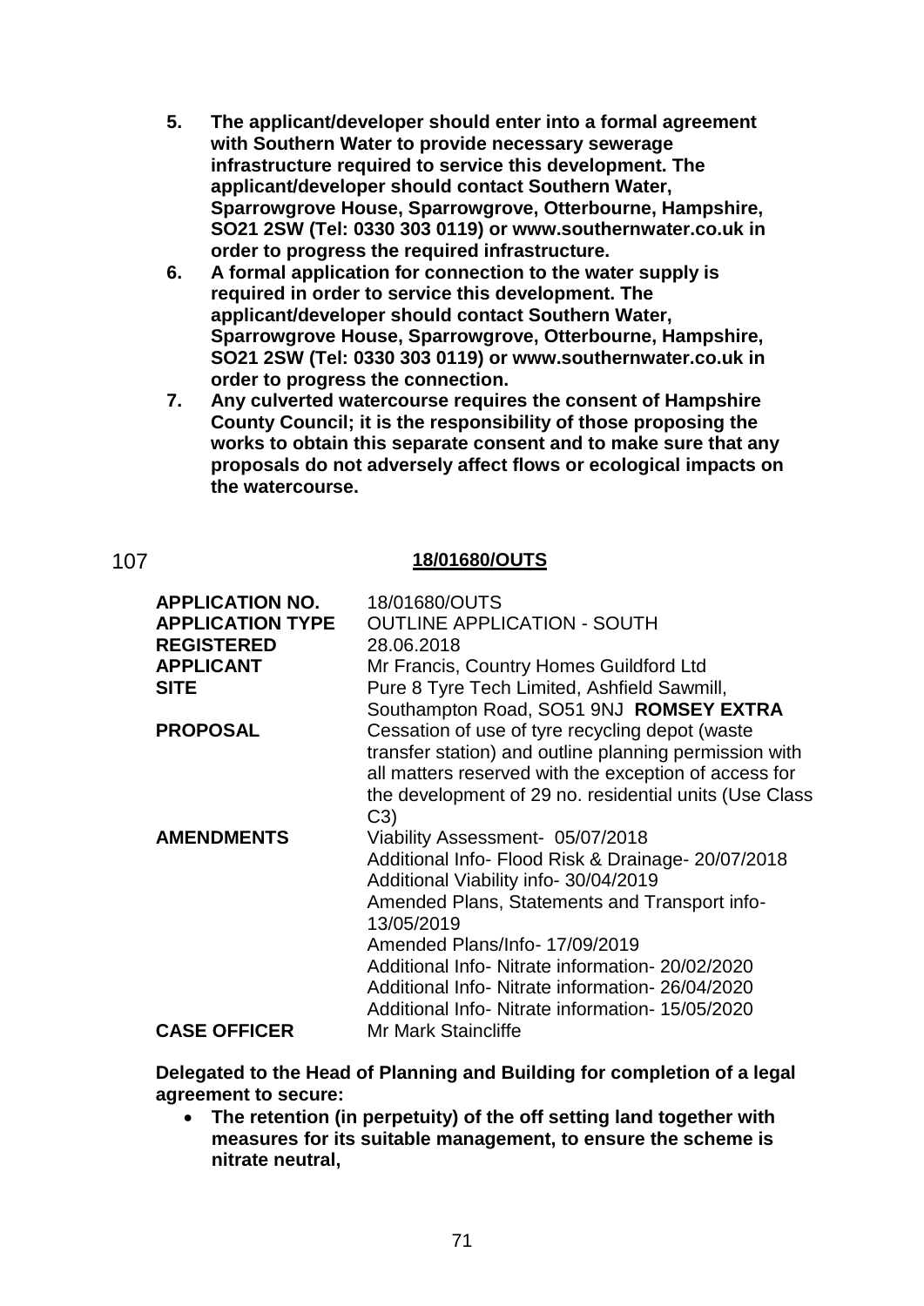5. **The applicant/developer should enter into a formal agreement with Southern Water to provide necessary sewerage infrastructure required to service this development. The applicant/developer should contact Southern Water, Sparrowgrove House, Sparrowgrove, Otterbourne, Hampshire, SO21 2SW (Tel: 0330 303 0119) or www.southernwater.co.uk in order to progress the required infrastructure.**
6. **A formal application for connection to the water supply is required in order to service this development. The applicant/developer should contact Southern Water, Sparrowgrove House, Sparrowgrove, Otterbourne, Hampshire, SO21 2SW (Tel: 0330 303 0119) or www.southernwater.co.uk in order to progress the connection.**
7. **Any culverted watercourse requires the consent of Hampshire County Council; it is the responsibility of those proposing the works to obtain this separate consent and to make sure that any proposals do not adversely affect flows or ecological impacts on the watercourse.**

## 107 **18/01680/OUTS**

| | |
|---|---|
| **APPLICATION NO.** | 18/01680/OUTS |
| **APPLICATION TYPE** | OUTLINE APPLICATION - SOUTH |
| **REGISTERED** | 28.06.2018 |
| **APPLICANT** | Mr Francis, Country Homes Guildford Ltd |
| **SITE** | Pure 8 Tyre Tech Limited, Ashfield Sawmill, Southampton Road, SO51 9NJ **ROMSEY EXTRA** |
| **PROPOSAL** | Cessation of use of tyre recycling depot (waste transfer station) and outline planning permission with all matters reserved with the exception of access for the development of 29 no. residential units (Use Class C3) |
| **AMENDMENTS** | Viability Assessment- 05/07/2018<br>Additional Info- Flood Risk & Drainage- 20/07/2018<br>Additional Viability info- 30/04/2019<br>Amended Plans, Statements and Transport info- 13/05/2019<br>Amended Plans/Info- 17/09/2019<br>Additional Info- Nitrate information- 20/02/2020<br>Additional Info- Nitrate information- 26/04/2020<br>Additional Info- Nitrate information- 15/05/2020 |
| **CASE OFFICER** | Mr Mark Staincliffe |

**Delegated to the Head of Planning and Building for completion of a legal agreement to secure:**

- **The retention (in perpetuity) of the off setting land together with measures for its suitable management, to ensure the scheme is nitrate neutral,**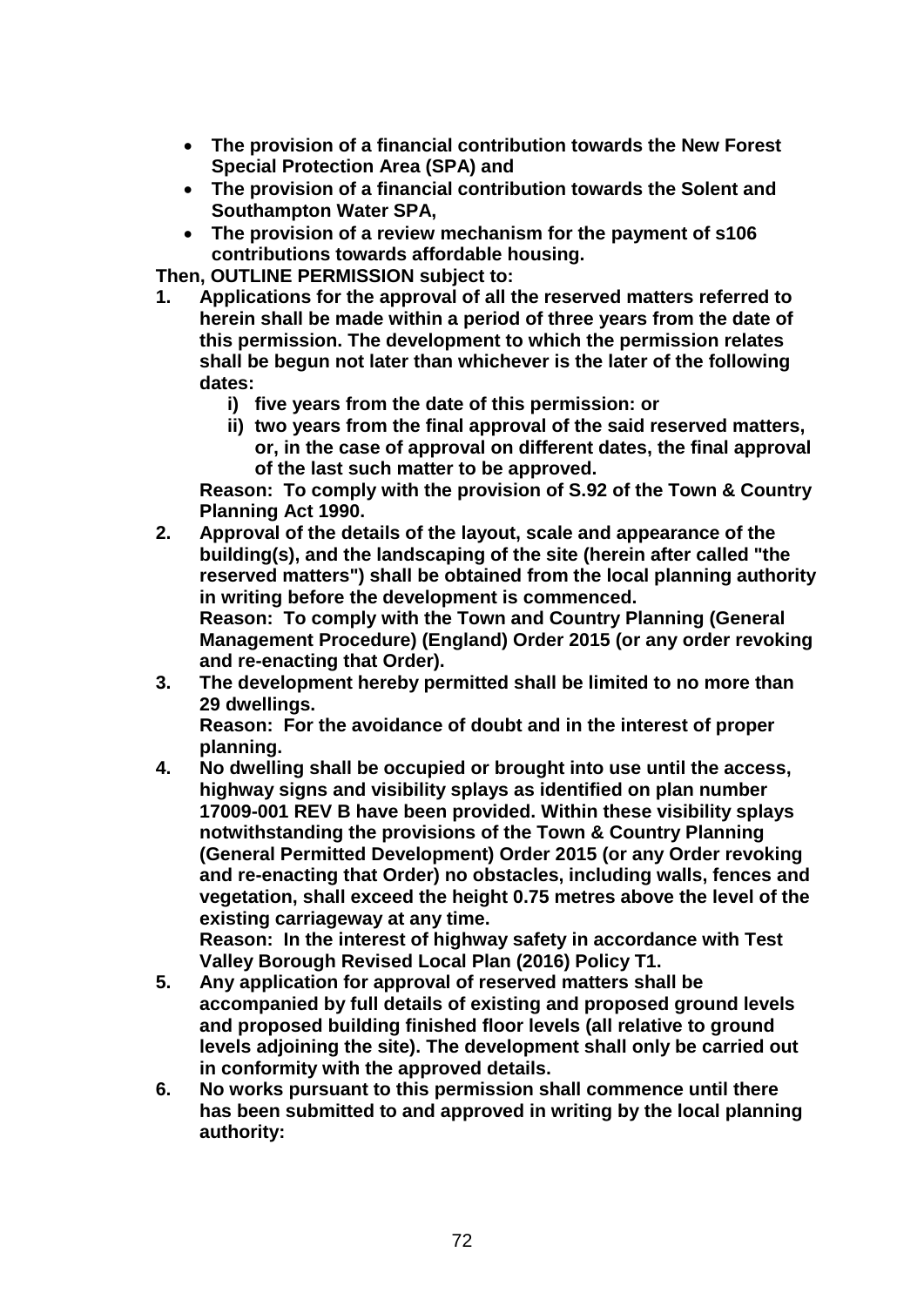- **The provision of a financial contribution towards the New Forest Special Protection Area (SPA) and**
- **The provision of a financial contribution towards the Solent and Southampton Water SPA,**
- **The provision of a review mechanism for the payment of s106 contributions towards affordable housing.**

**Then, OUTLINE PERMISSION subject to:**

1. **Applications for the approval of all the reserved matters referred to herein shall be made within a period of three years from the date of this permission. The development to which the permission relates shall be begun not later than whichever is the later of the following dates:**
   - **i) five years from the date of this permission: or**
   - **ii) two years from the final approval of the said reserved matters, or, in the case of approval on different dates, the final approval of the last such matter to be approved.**

   **Reason: To comply with the provision of S.92 of the Town & Country Planning Act 1990.**
2. **Approval of the details of the layout, scale and appearance of the building(s), and the landscaping of the site (herein after called "the reserved matters") shall be obtained from the local planning authority in writing before the development is commenced.**
   **Reason: To comply with the Town and Country Planning (General Management Procedure) (England) Order 2015 (or any order revoking and re-enacting that Order).**
3. **The development hereby permitted shall be limited to no more than 29 dwellings.**
   **Reason: For the avoidance of doubt and in the interest of proper planning.**
4. **No dwelling shall be occupied or brought into use until the access, highway signs and visibility splays as identified on plan number 17009-001 REV B have been provided. Within these visibility splays notwithstanding the provisions of the Town & Country Planning (General Permitted Development) Order 2015 (or any Order revoking and re-enacting that Order) no obstacles, including walls, fences and vegetation, shall exceed the height 0.75 metres above the level of the existing carriageway at any time.**
   **Reason: In the interest of highway safety in accordance with Test Valley Borough Revised Local Plan (2016) Policy T1.**
5. **Any application for approval of reserved matters shall be accompanied by full details of existing and proposed ground levels and proposed building finished floor levels (all relative to ground levels adjoining the site). The development shall only be carried out in conformity with the approved details.**
6. **No works pursuant to this permission shall commence until there has been submitted to and approved in writing by the local planning authority:**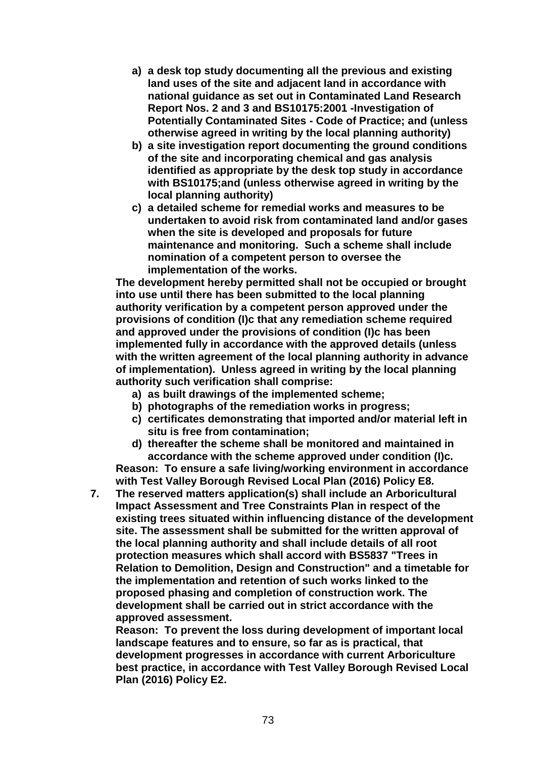a) **a desk top study documenting all the previous and existing land uses of the site and adjacent land in accordance with national guidance as set out in Contaminated Land Research Report Nos. 2 and 3 and BS10175:2001 -Investigation of Potentially Contaminated Sites - Code of Practice; and (unless otherwise agreed in writing by the local planning authority)**
b) **a site investigation report documenting the ground conditions of the site and incorporating chemical and gas analysis identified as appropriate by the desk top study in accordance with BS10175;and (unless otherwise agreed in writing by the local planning authority)**
c) **a detailed scheme for remedial works and measures to be undertaken to avoid risk from contaminated land and/or gases when the site is developed and proposals for future maintenance and monitoring. Such a scheme shall include nomination of a competent person to oversee the implementation of the works.**

**The development hereby permitted shall not be occupied or brought into use until there has been submitted to the local planning authority verification by a competent person approved under the provisions of condition (I)c that any remediation scheme required and approved under the provisions of condition (I)c has been implemented fully in accordance with the approved details (unless with the written agreement of the local planning authority in advance of implementation). Unless agreed in writing by the local planning authority such verification shall comprise:**

a) **as built drawings of the implemented scheme;**
b) **photographs of the remediation works in progress;**
c) **certificates demonstrating that imported and/or material left in situ is free from contamination;**
d) **thereafter the scheme shall be monitored and maintained in accordance with the scheme approved under condition (I)c.**

**Reason: To ensure a safe living/working environment in accordance with Test Valley Borough Revised Local Plan (2016) Policy E8.**

7. **The reserved matters application(s) shall include an Arboricultural Impact Assessment and Tree Constraints Plan in respect of the existing trees situated within influencing distance of the development site. The assessment shall be submitted for the written approval of the local planning authority and shall include details of all root protection measures which shall accord with BS5837 "Trees in Relation to Demolition, Design and Construction" and a timetable for the implementation and retention of such works linked to the proposed phasing and completion of construction work. The development shall be carried out in strict accordance with the approved assessment.**

   **Reason: To prevent the loss during development of important local landscape features and to ensure, so far as is practical, that development progresses in accordance with current Arboriculture best practice, in accordance with Test Valley Borough Revised Local Plan (2016) Policy E2.**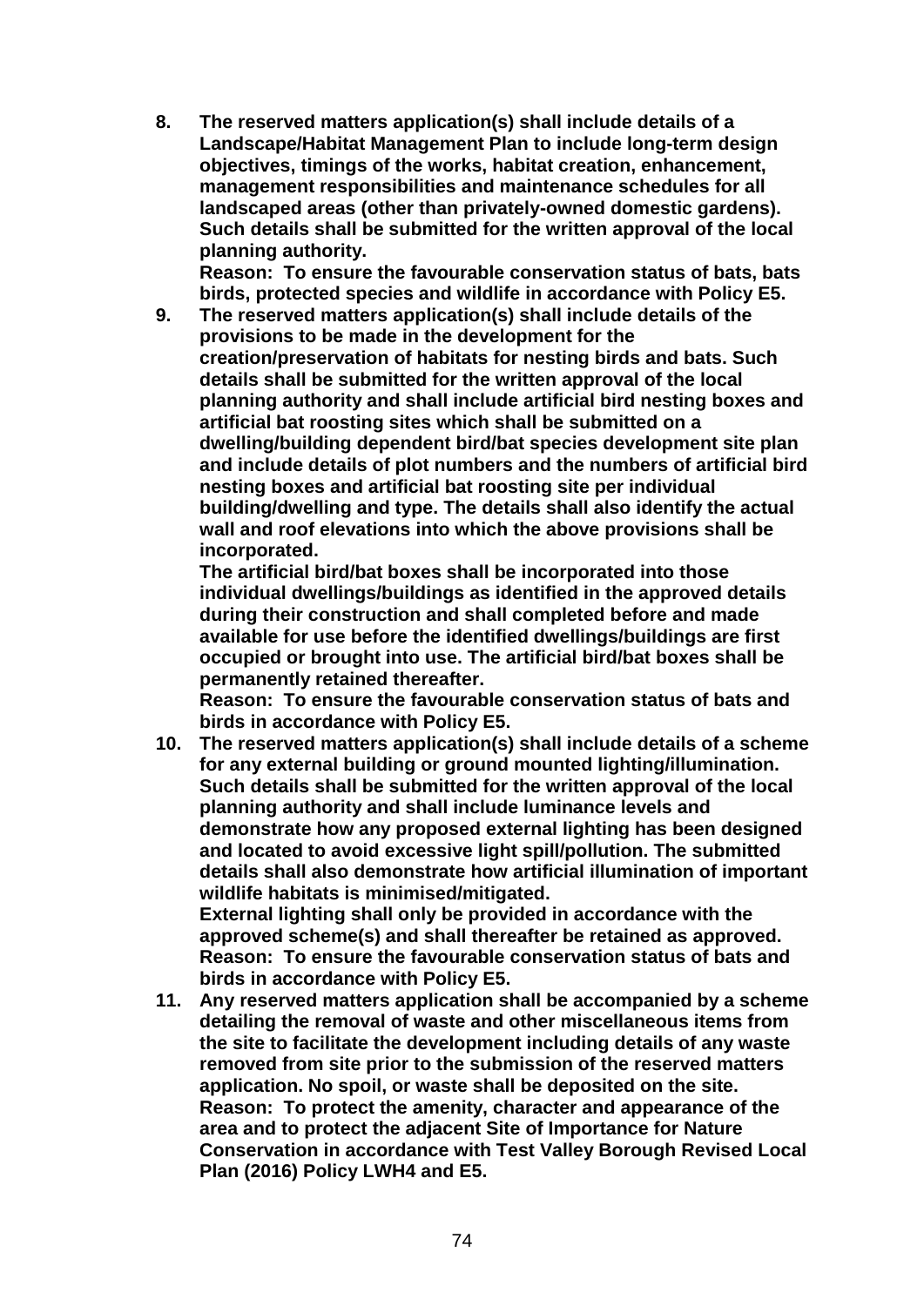**8. The reserved matters application(s) shall include details of a Landscape/Habitat Management Plan to include long-term design objectives, timings of the works, habitat creation, enhancement, management responsibilities and maintenance schedules for all landscaped areas (other than privately-owned domestic gardens). Such details shall be submitted for the written approval of the local planning authority.**
**Reason: To ensure the favourable conservation status of bats, bats birds, protected species and wildlife in accordance with Policy E5.**

**9. The reserved matters application(s) shall include details of the provisions to be made in the development for the creation/preservation of habitats for nesting birds and bats. Such details shall be submitted for the written approval of the local planning authority and shall include artificial bird nesting boxes and artificial bat roosting sites which shall be submitted on a dwelling/building dependent bird/bat species development site plan and include details of plot numbers and the numbers of artificial bird nesting boxes and artificial bat roosting site per individual building/dwelling and type. The details shall also identify the actual wall and roof elevations into which the above provisions shall be incorporated.**
**The artificial bird/bat boxes shall be incorporated into those individual dwellings/buildings as identified in the approved details during their construction and shall completed before and made available for use before the identified dwellings/buildings are first occupied or brought into use. The artificial bird/bat boxes shall be permanently retained thereafter.**
**Reason: To ensure the favourable conservation status of bats and birds in accordance with Policy E5.**

**10. The reserved matters application(s) shall include details of a scheme for any external building or ground mounted lighting/illumination. Such details shall be submitted for the written approval of the local planning authority and shall include luminance levels and demonstrate how any proposed external lighting has been designed and located to avoid excessive light spill/pollution. The submitted details shall also demonstrate how artificial illumination of important wildlife habitats is minimised/mitigated.**
**External lighting shall only be provided in accordance with the approved scheme(s) and shall thereafter be retained as approved.**
**Reason: To ensure the favourable conservation status of bats and birds in accordance with Policy E5.**

**11. Any reserved matters application shall be accompanied by a scheme detailing the removal of waste and other miscellaneous items from the site to facilitate the development including details of any waste removed from site prior to the submission of the reserved matters application. No spoil, or waste shall be deposited on the site.**
**Reason: To protect the amenity, character and appearance of the area and to protect the adjacent Site of Importance for Nature Conservation in accordance with Test Valley Borough Revised Local Plan (2016) Policy LWH4 and E5.**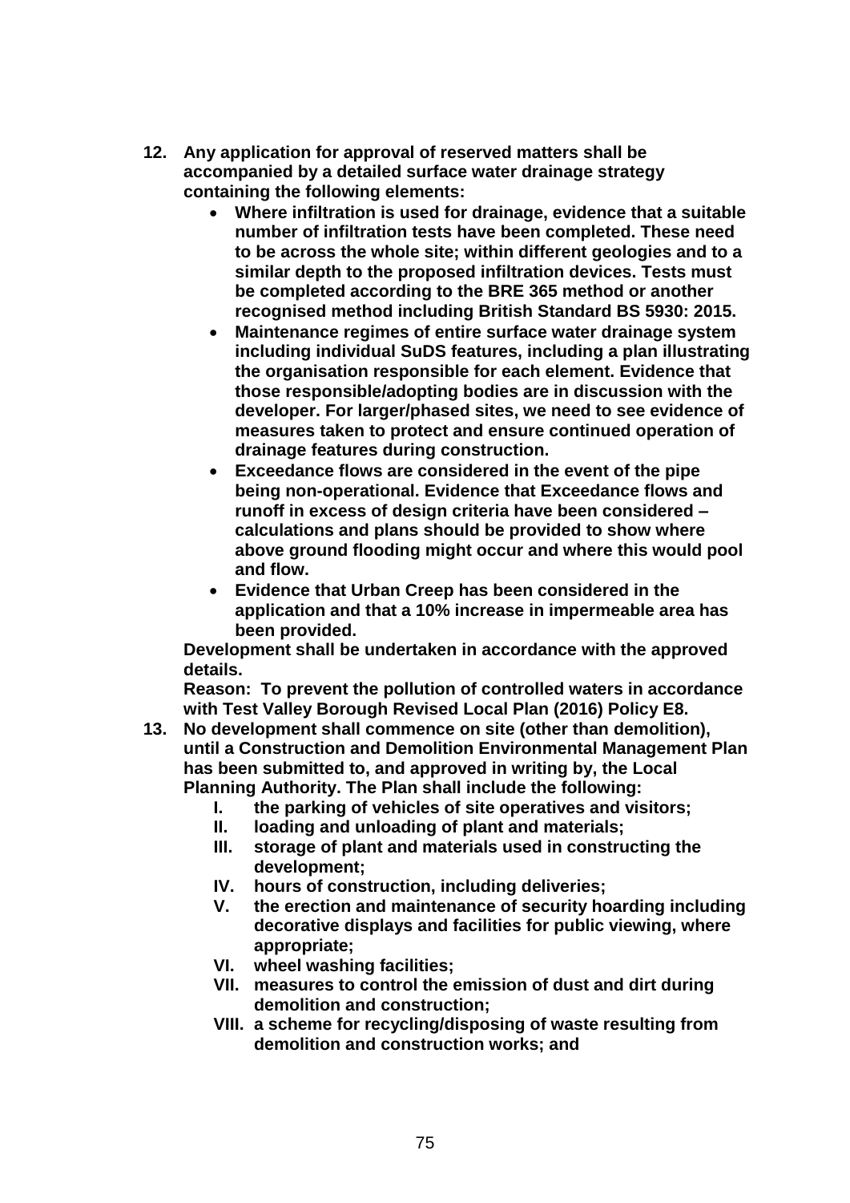**12. Any application for approval of reserved matters shall be accompanied by a detailed surface water drainage strategy containing the following elements:**

- **Where infiltration is used for drainage, evidence that a suitable number of infiltration tests have been completed. These need to be across the whole site; within different geologies and to a similar depth to the proposed infiltration devices. Tests must be completed according to the BRE 365 method or another recognised method including British Standard BS 5930: 2015.**
- **Maintenance regimes of entire surface water drainage system including individual SuDS features, including a plan illustrating the organisation responsible for each element. Evidence that those responsible/adopting bodies are in discussion with the developer. For larger/phased sites, we need to see evidence of measures taken to protect and ensure continued operation of drainage features during construction.**
- **Exceedance flows are considered in the event of the pipe being non-operational. Evidence that Exceedance flows and runoff in excess of design criteria have been considered – calculations and plans should be provided to show where above ground flooding might occur and where this would pool and flow.**
- **Evidence that Urban Creep has been considered in the application and that a 10% increase in impermeable area has been provided.**

**Development shall be undertaken in accordance with the approved details.**

**Reason: To prevent the pollution of controlled waters in accordance with Test Valley Borough Revised Local Plan (2016) Policy E8.**

**13. No development shall commence on site (other than demolition), until a Construction and Demolition Environmental Management Plan has been submitted to, and approved in writing by, the Local Planning Authority. The Plan shall include the following:**

- **I. the parking of vehicles of site operatives and visitors;**
- **II. loading and unloading of plant and materials;**
- **III. storage of plant and materials used in constructing the development;**
- **IV. hours of construction, including deliveries;**
- **V. the erection and maintenance of security hoarding including decorative displays and facilities for public viewing, where appropriate;**
- **VI. wheel washing facilities;**
- **VII. measures to control the emission of dust and dirt during demolition and construction;**
- **VIII. a scheme for recycling/disposing of waste resulting from demolition and construction works; and**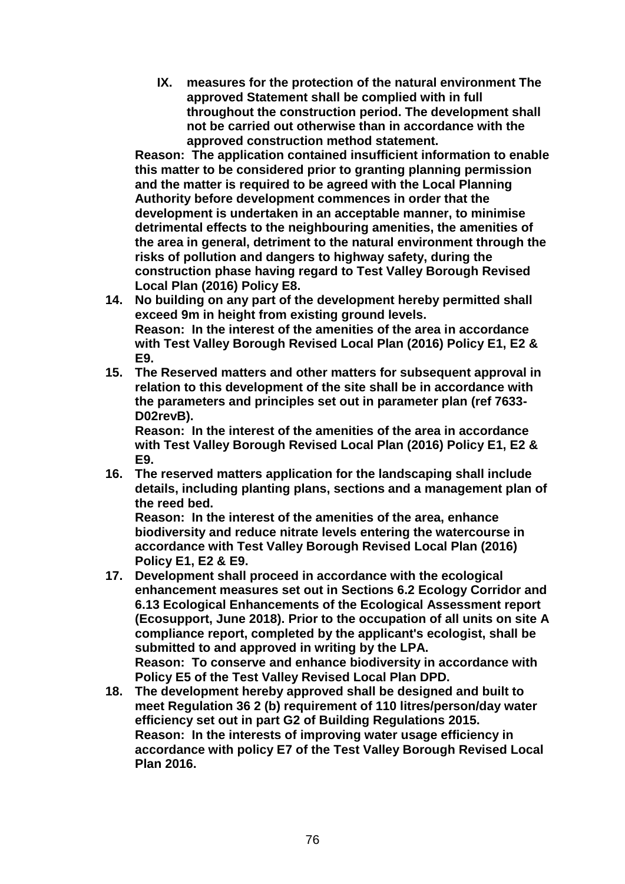IX. **measures for the protection of the natural environment The approved Statement shall be complied with in full throughout the construction period. The development shall not be carried out otherwise than in accordance with the approved construction method statement.**

**Reason: The application contained insufficient information to enable this matter to be considered prior to granting planning permission and the matter is required to be agreed with the Local Planning Authority before development commences in order that the development is undertaken in an acceptable manner, to minimise detrimental effects to the neighbouring amenities, the amenities of the area in general, detriment to the natural environment through the risks of pollution and dangers to highway safety, during the construction phase having regard to Test Valley Borough Revised Local Plan (2016) Policy E8.**

14. **No building on any part of the development hereby permitted shall exceed 9m in height from existing ground levels.**
    **Reason: In the interest of the amenities of the area in accordance with Test Valley Borough Revised Local Plan (2016) Policy E1, E2 & E9.**
15. **The Reserved matters and other matters for subsequent approval in relation to this development of the site shall be in accordance with the parameters and principles set out in parameter plan (ref 7633-D02revB).**
    **Reason: In the interest of the amenities of the area in accordance with Test Valley Borough Revised Local Plan (2016) Policy E1, E2 & E9.**
16. **The reserved matters application for the landscaping shall include details, including planting plans, sections and a management plan of the reed bed.**
    **Reason: In the interest of the amenities of the area, enhance biodiversity and reduce nitrate levels entering the watercourse in accordance with Test Valley Borough Revised Local Plan (2016) Policy E1, E2 & E9.**
17. **Development shall proceed in accordance with the ecological enhancement measures set out in Sections 6.2 Ecology Corridor and 6.13 Ecological Enhancements of the Ecological Assessment report (Ecosupport, June 2018). Prior to the occupation of all units on site A compliance report, completed by the applicant's ecologist, shall be submitted to and approved in writing by the LPA.**
    **Reason: To conserve and enhance biodiversity in accordance with Policy E5 of the Test Valley Revised Local Plan DPD.**
18. **The development hereby approved shall be designed and built to meet Regulation 36 2 (b) requirement of 110 litres/person/day water efficiency set out in part G2 of Building Regulations 2015.**
    **Reason: In the interests of improving water usage efficiency in accordance with policy E7 of the Test Valley Borough Revised Local Plan 2016.**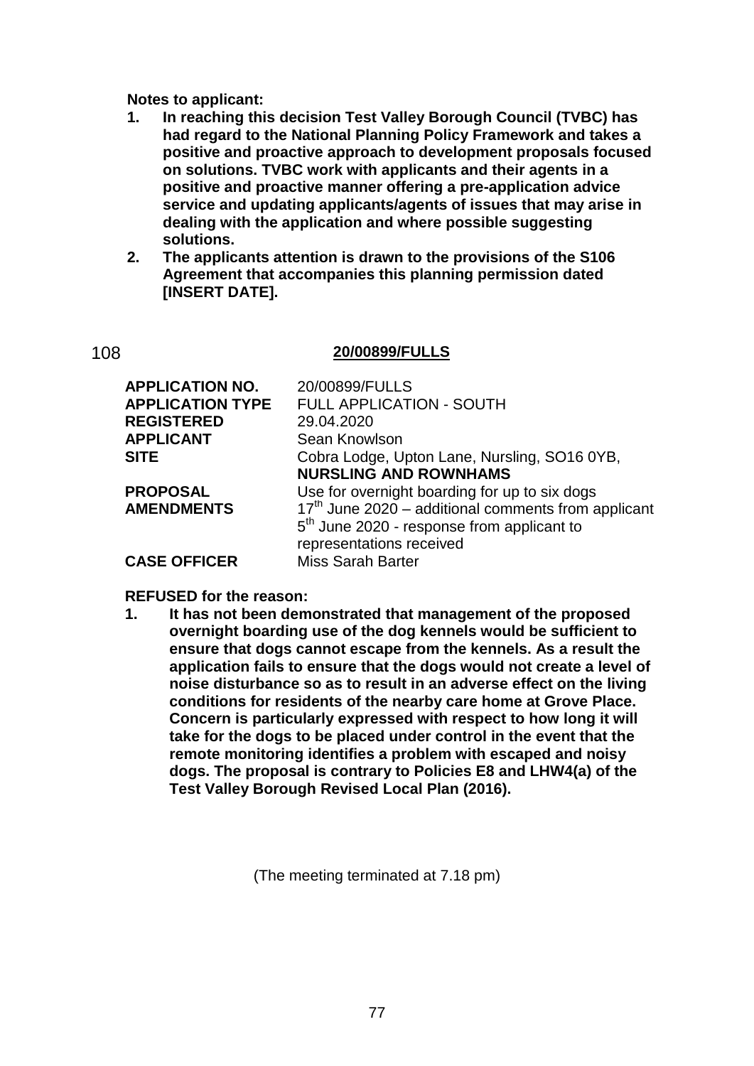**Notes to applicant:**

1. **In reaching this decision Test Valley Borough Council (TVBC) has had regard to the National Planning Policy Framework and takes a positive and proactive approach to development proposals focused on solutions. TVBC work with applicants and their agents in a positive and proactive manner offering a pre-application advice service and updating applicants/agents of issues that may arise in dealing with the application and where possible suggesting solutions.**
2. **The applicants attention is drawn to the provisions of the S106 Agreement that accompanies this planning permission dated [INSERT DATE].**

108 **20/00899/FULLS**

| | |
|---|---|
| **APPLICATION NO.** | 20/00899/FULLS |
| **APPLICATION TYPE** | FULL APPLICATION - SOUTH |
| **REGISTERED** | 29.04.2020 |
| **APPLICANT** | Sean Knowlson |
| **SITE** | Cobra Lodge, Upton Lane, Nursling, SO16 0YB, **NURSLING AND ROWNHAMS** |
| **PROPOSAL** | Use for overnight boarding for up to six dogs |
| **AMENDMENTS** | 17th June 2020 – additional comments from applicant<br>5th June 2020 - response from applicant to representations received |
| **CASE OFFICER** | Miss Sarah Barter |

**REFUSED for the reason:**

1. **It has not been demonstrated that management of the proposed overnight boarding use of the dog kennels would be sufficient to ensure that dogs cannot escape from the kennels. As a result the application fails to ensure that the dogs would not create a level of noise disturbance so as to result in an adverse effect on the living conditions for residents of the nearby care home at Grove Place. Concern is particularly expressed with respect to how long it will take for the dogs to be placed under control in the event that the remote monitoring identifies a problem with escaped and noisy dogs. The proposal is contrary to Policies E8 and LHW4(a) of the Test Valley Borough Revised Local Plan (2016).**

(The meeting terminated at 7.18 pm)